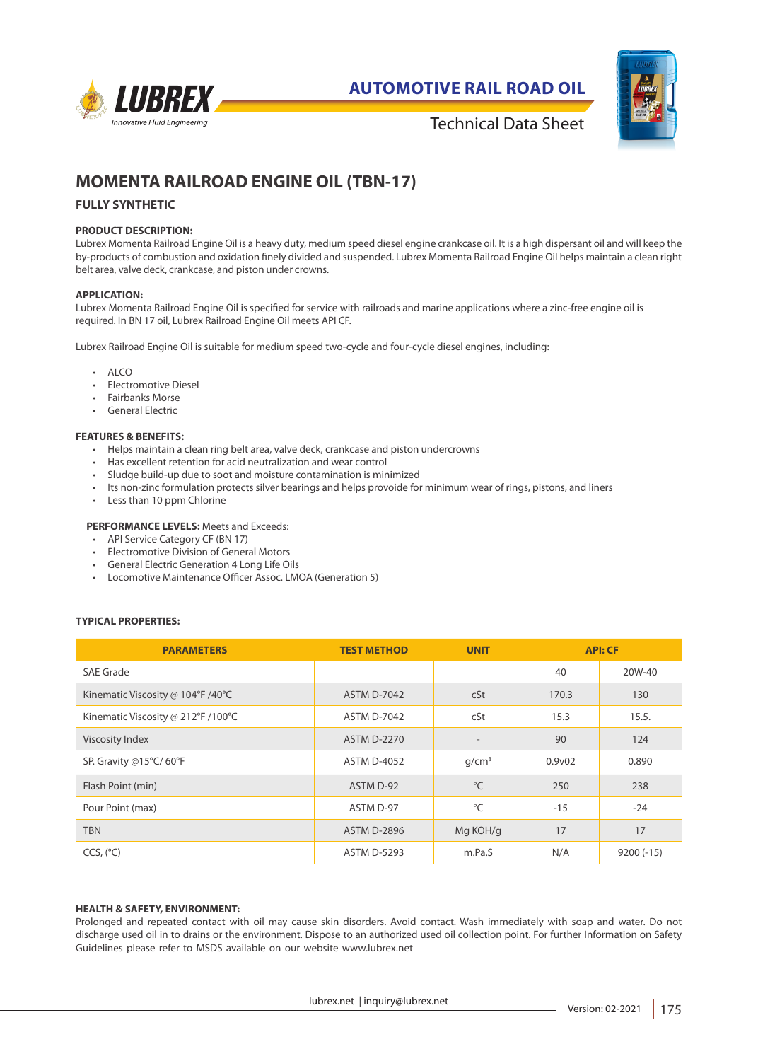AUTOMOTIVE RAIL ROAD OIL

Technical Data Sheet

# MOMENTA RAILROAD ENGINE OIL (TBN-17)

## FULLY SYNTHETIC

**PRODUCT DESCRIPTION:**
Lubrex Momenta Railroad Engine Oil is a heavy duty, medium speed diesel engine crankcase oil. It is a high dispersant oil and will keep the by-products of combustion and oxidation finely divided and suspended. Lubrex Momenta Railroad Engine Oil helps maintain a clean right belt area, valve deck, crankcase, and piston under crowns.

**APPLICATION:**
Lubrex Momenta Railroad Engine Oil is specified for service with railroads and marine applications where a zinc-free engine oil is required. In BN 17 oil, Lubrex Railroad Engine Oil meets API CF.

Lubrex Railroad Engine Oil is suitable for medium speed two-cycle and four-cycle diesel engines, including:

- ALCO
- Electromotive Diesel
- Fairbanks Morse
- General Electric

**FEATURES & BENEFITS:**

- Helps maintain a clean ring belt area, valve deck, crankcase and piston undercrowns
- Has excellent retention for acid neutralization and wear control
- Sludge build-up due to soot and moisture contamination is minimized
- Its non-zinc formulation protects silver bearings and helps provoide for minimum wear of rings, pistons, and liners
- Less than 10 ppm Chlorine

**PERFORMANCE LEVELS:** Meets and Exceeds:

- API Service Category CF (BN 17)
- Electromotive Division of General Motors
- General Electric Generation 4 Long Life Oils
- Locomotive Maintenance Officer Assoc. LMOA (Generation 5)

**TYPICAL PROPERTIES:**

| PARAMETERS | TEST METHOD | UNIT | API: CF | |
|---|---|---|---|---|
| SAE Grade | | | 40 | 20W-40 |
| Kinematic Viscosity @ 104°F /40°C | ASTM D-7042 | cSt | 170.3 | 130 |
| Kinematic Viscosity @ 212°F /100°C | ASTM D-7042 | cSt | 15.3 | 15.5. |
| Viscosity Index | ASTM D-2270 | - | 90 | 124 |
| SP. Gravity @15°C/ 60°F | ASTM D-4052 | g/cm³ | 0.9v02 | 0.890 |
| Flash Point (min) | ASTM D-92 | °C | 250 | 238 |
| Pour Point (max) | ASTM D-97 | °C | -15 | -24 |
| TBN | ASTM D-2896 | Mg KOH/g | 17 | 17 |
| CCS, (°C) | ASTM D-5293 | m.Pa.S | N/A | 9200 (-15) |

**HEALTH & SAFETY, ENVIRONMENT:**
Prolonged and repeated contact with oil may cause skin disorders. Avoid contact. Wash immediately with soap and water. Do not discharge used oil in to drains or the environment. Dispose to an authorized used oil collection point. For further Information on Safety Guidelines please refer to MSDS available on our website www.lubrex.net

lubrex.net | inquiry@lubrex.net

Version: 02-2021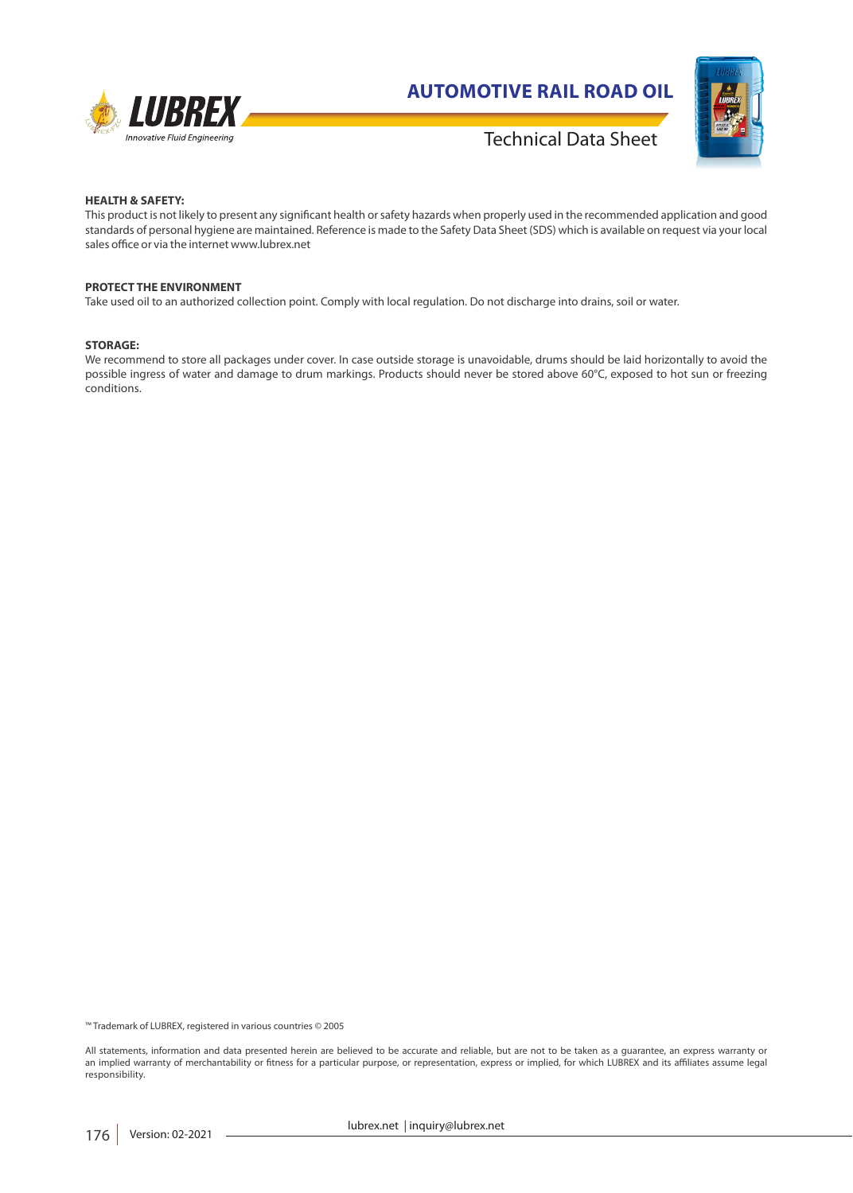**HEALTH & SAFETY:**

This product is not likely to present any significant health or safety hazards when properly used in the recommended application and good standards of personal hygiene are maintained. Reference is made to the Safety Data Sheet (SDS) which is available on request via your local sales office or via the internet www.lubrex.net

**PROTECT THE ENVIRONMENT**

Take used oil to an authorized collection point. Comply with local regulation. Do not discharge into drains, soil or water.

**STORAGE:**

We recommend to store all packages under cover. In case outside storage is unavoidable, drums should be laid horizontally to avoid the possible ingress of water and damage to drum markings. Products should never be stored above 60°C, exposed to hot sun or freezing conditions.

™ Trademark of LUBREX, registered in various countries © 2005

All statements, information and data presented herein are believed to be accurate and reliable, but are not to be taken as a guarantee, an express warranty or an implied warranty of merchantability or fitness for a particular purpose, or representation, express or implied, for which LUBREX and its affiliates assume legal responsibility.